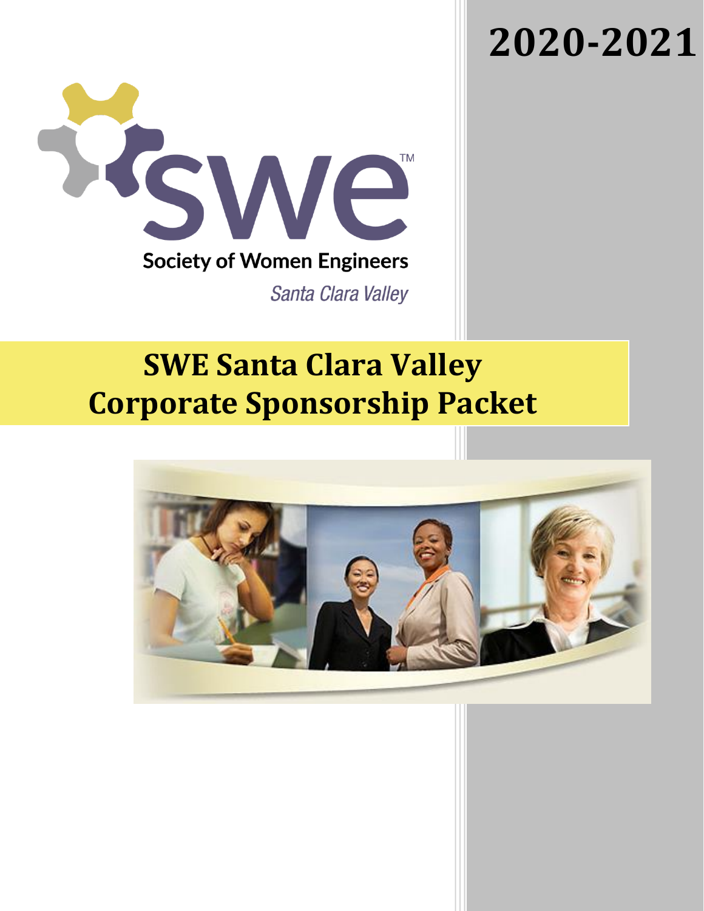# 2020-2021

Society of Women Engineers

*Santa Clara Valley*

# SWE Santa Clara Valley Corporate Sponsorship Packet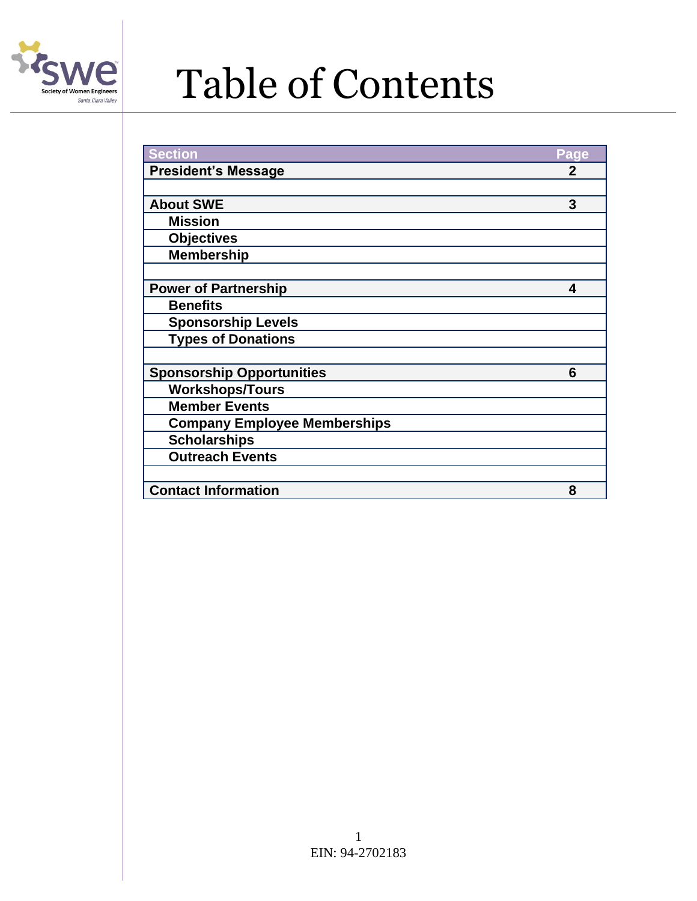# Table of Contents

| Section | Page |
|---|---|
| **President's Message** | **2** |
| | |
| **About SWE** | **3** |
| **Mission** | |
| **Objectives** | |
| **Membership** | |
| | |
| **Power of Partnership** | **4** |
| **Benefits** | |
| **Sponsorship Levels** | |
| **Types of Donations** | |
| | |
| **Sponsorship Opportunities** | **6** |
| **Workshops/Tours** | |
| **Member Events** | |
| **Company Employee Memberships** | |
| **Scholarships** | |
| **Outreach Events** | |
| | |
| **Contact Information** | **8** |

EIN: 94-2702183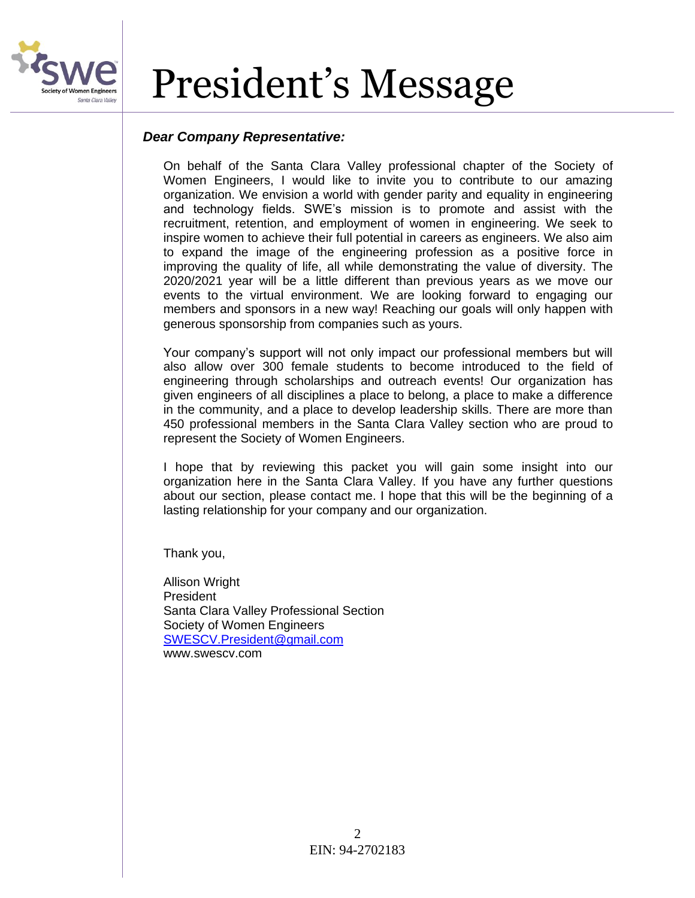# President's Message

***Dear Company Representative:***

On behalf of the Santa Clara Valley professional chapter of the Society of Women Engineers, I would like to invite you to contribute to our amazing organization. We envision a world with gender parity and equality in engineering and technology fields. SWE's mission is to promote and assist with the recruitment, retention, and employment of women in engineering. We seek to inspire women to achieve their full potential in careers as engineers. We also aim to expand the image of the engineering profession as a positive force in improving the quality of life, all while demonstrating the value of diversity. The 2020/2021 year will be a little different than previous years as we move our events to the virtual environment. We are looking forward to engaging our members and sponsors in a new way! Reaching our goals will only happen with generous sponsorship from companies such as yours.

Your company's support will not only impact our professional members but will also allow over 300 female students to become introduced to the field of engineering through scholarships and outreach events! Our organization has given engineers of all disciplines a place to belong, a place to make a difference in the community, and a place to develop leadership skills. There are more than 450 professional members in the Santa Clara Valley section who are proud to represent the Society of Women Engineers.

I hope that by reviewing this packet you will gain some insight into our organization here in the Santa Clara Valley. If you have any further questions about our section, please contact me. I hope that this will be the beginning of a lasting relationship for your company and our organization.

Thank you,

Allison Wright
President
Santa Clara Valley Professional Section
Society of Women Engineers
SWESCV.President@gmail.com
www.swescv.com

EIN: 94-2702183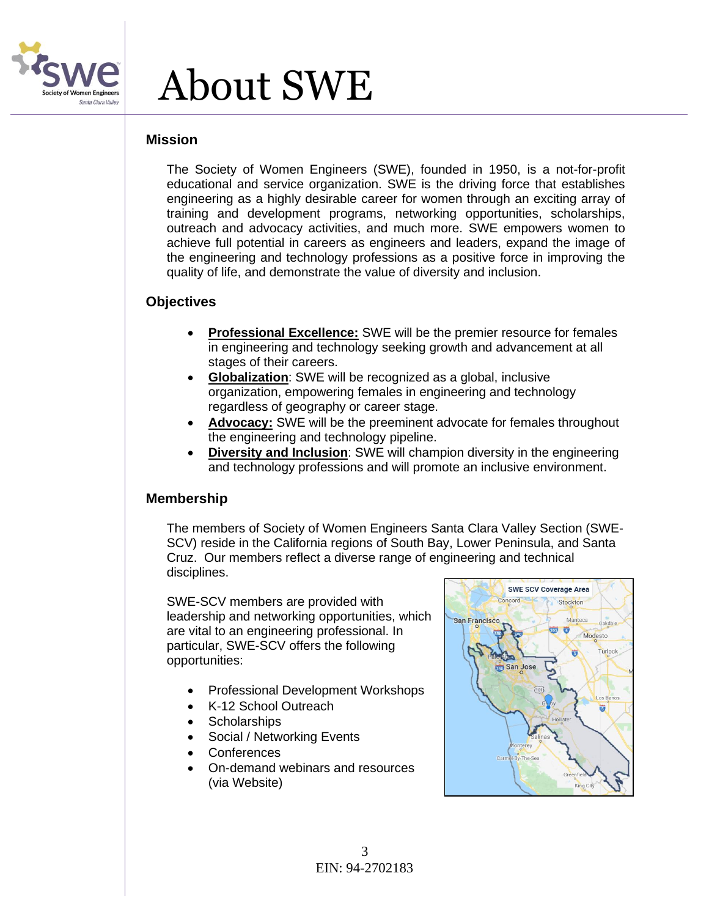# About SWE

## Mission

The Society of Women Engineers (SWE), founded in 1950, is a not-for-profit educational and service organization. SWE is the driving force that establishes engineering as a highly desirable career for women through an exciting array of training and development programs, networking opportunities, scholarships, outreach and advocacy activities, and much more. SWE empowers women to achieve full potential in careers as engineers and leaders, expand the image of the engineering and technology professions as a positive force in improving the quality of life, and demonstrate the value of diversity and inclusion.

## Objectives

- **Professional Excellence:** SWE will be the premier resource for females in engineering and technology seeking growth and advancement at all stages of their careers.
- **Globalization**: SWE will be recognized as a global, inclusive organization, empowering females in engineering and technology regardless of geography or career stage.
- **Advocacy:** SWE will be the preeminent advocate for females throughout the engineering and technology pipeline.
- **Diversity and Inclusion**: SWE will champion diversity in the engineering and technology professions and will promote an inclusive environment.

## Membership

The members of Society of Women Engineers Santa Clara Valley Section (SWE-SCV) reside in the California regions of South Bay, Lower Peninsula, and Santa Cruz. Our members reflect a diverse range of engineering and technical disciplines.

SWE-SCV members are provided with leadership and networking opportunities, which are vital to an engineering professional. In particular, SWE-SCV offers the following opportunities:

- Professional Development Workshops
- K-12 School Outreach
- Scholarships
- Social / Networking Events
- Conferences
- On-demand webinars and resources (via Website)

EIN: 94-2702183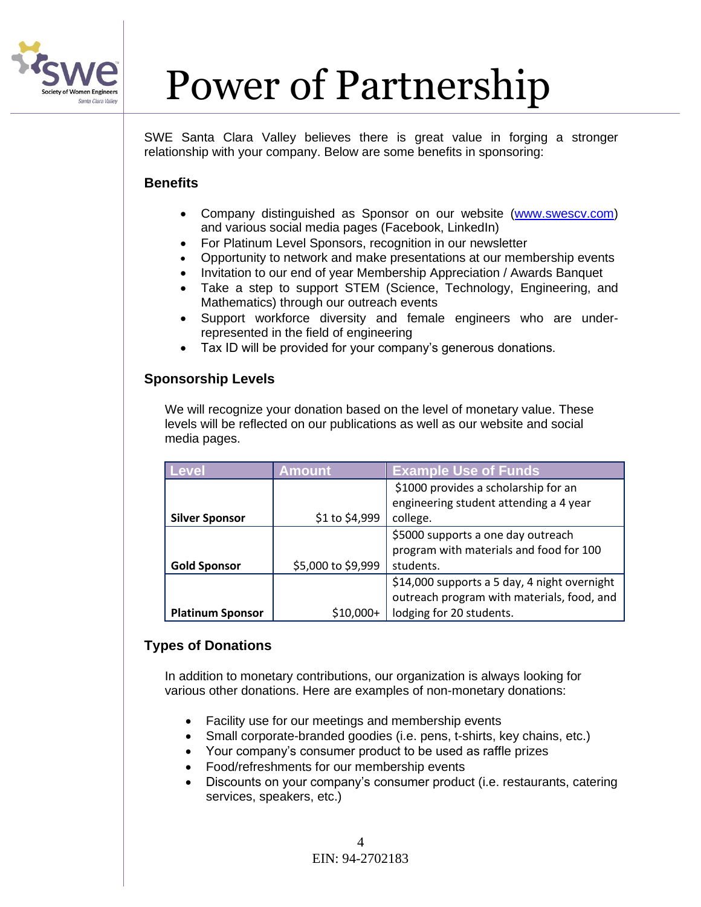# Power of Partnership

SWE Santa Clara Valley believes there is great value in forging a stronger relationship with your company. Below are some benefits in sponsoring:

### Benefits

- Company distinguished as Sponsor on our website (www.swescv.com) and various social media pages (Facebook, LinkedIn)
- For Platinum Level Sponsors, recognition in our newsletter
- Opportunity to network and make presentations at our membership events
- Invitation to our end of year Membership Appreciation / Awards Banquet
- Take a step to support STEM (Science, Technology, Engineering, and Mathematics) through our outreach events
- Support workforce diversity and female engineers who are under-represented in the field of engineering
- Tax ID will be provided for your company's generous donations.

### Sponsorship Levels

We will recognize your donation based on the level of monetary value. These levels will be reflected on our publications as well as our website and social media pages.

| Level | Amount | Example Use of Funds |
|---|---|---|
| **Silver Sponsor** | $1 to $4,999 | $1000 provides a scholarship for an engineering student attending a 4 year college. |
| **Gold Sponsor** | $5,000 to $9,999 | $5000 supports a one day outreach program with materials and food for 100 students. |
| **Platinum Sponsor** | $10,000+ | $14,000 supports a 5 day, 4 night overnight outreach program with materials, food, and lodging for 20 students. |

### Types of Donations

In addition to monetary contributions, our organization is always looking for various other donations. Here are examples of non-monetary donations:

- Facility use for our meetings and membership events
- Small corporate-branded goodies (i.e. pens, t-shirts, key chains, etc.)
- Your company's consumer product to be used as raffle prizes
- Food/refreshments for our membership events
- Discounts on your company's consumer product (i.e. restaurants, catering services, speakers, etc.)

EIN: 94-2702183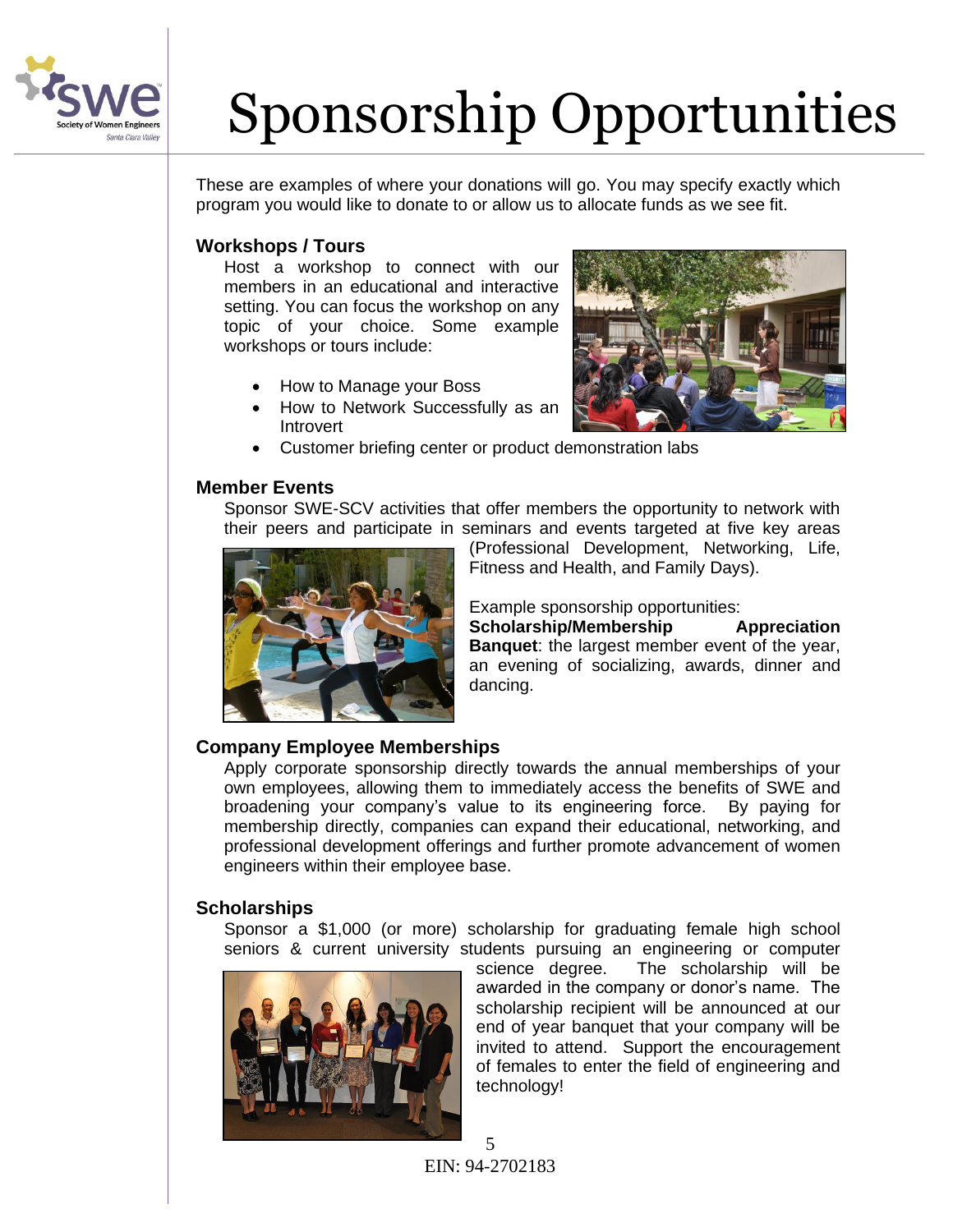// Sponsorship Opportunities

These are examples of where your donations will go. You may specify exactly which program you would like to donate to or allow us to allocate funds as we see fit.

## Workshops / Tours

Host a workshop to connect with our members in an educational and interactive setting. You can focus the workshop on any topic of your choice. Some example workshops or tours include:

- How to Manage your Boss
- How to Network Successfully as an Introvert
- Customer briefing center or product demonstration labs

## Member Events

Sponsor SWE-SCV activities that offer members the opportunity to network with their peers and participate in seminars and events targeted at five key areas (Professional Development, Networking, Life, Fitness and Health, and Family Days).

Example sponsorship opportunities:
**Scholarship/Membership Appreciation Banquet**: the largest member event of the year, an evening of socializing, awards, dinner and dancing.

## Company Employee Memberships

Apply corporate sponsorship directly towards the annual memberships of your own employees, allowing them to immediately access the benefits of SWE and broadening your company's value to its engineering force. By paying for membership directly, companies can expand their educational, networking, and professional development offerings and further promote advancement of women engineers within their employee base.

## Scholarships

Sponsor a $1,000 (or more) scholarship for graduating female high school seniors & current university students pursuing an engineering or computer science degree. The scholarship will be awarded in the company or donor's name. The scholarship recipient will be announced at our end of year banquet that your company will be invited to attend. Support the encouragement of females to enter the field of engineering and technology!

EIN: 94-2702183

# Sponsorship Opportunities

These are examples of where your donations will go. You may specify exactly which program you would like to donate to or allow us to allocate funds as we see fit.

## Workshops / Tours

Host a workshop to connect with our members in an educational and interactive setting. You can focus the workshop on any topic of your choice. Some example workshops or tours include:

- How to Manage your Boss
- How to Network Successfully as an Introvert
- Customer briefing center or product demonstration labs

## Member Events

Sponsor SWE-SCV activities that offer members the opportunity to network with their peers and participate in seminars and events targeted at five key areas (Professional Development, Networking, Life, Fitness and Health, and Family Days).

Example sponsorship opportunities:
**Scholarship/Membership Appreciation Banquet**: the largest member event of the year, an evening of socializing, awards, dinner and dancing.

## Company Employee Memberships

Apply corporate sponsorship directly towards the annual memberships of your own employees, allowing them to immediately access the benefits of SWE and broadening your company's value to its engineering force. By paying for membership directly, companies can expand their educational, networking, and professional development offerings and further promote advancement of women engineers within their employee base.

## Scholarships

Sponsor a $1,000 (or more) scholarship for graduating female high school seniors & current university students pursuing an engineering or computer science degree. The scholarship will be awarded in the company or donor's name. The scholarship recipient will be announced at our end of year banquet that your company will be invited to attend. Support the encouragement of females to enter the field of engineering and technology!

EIN: 94-2702183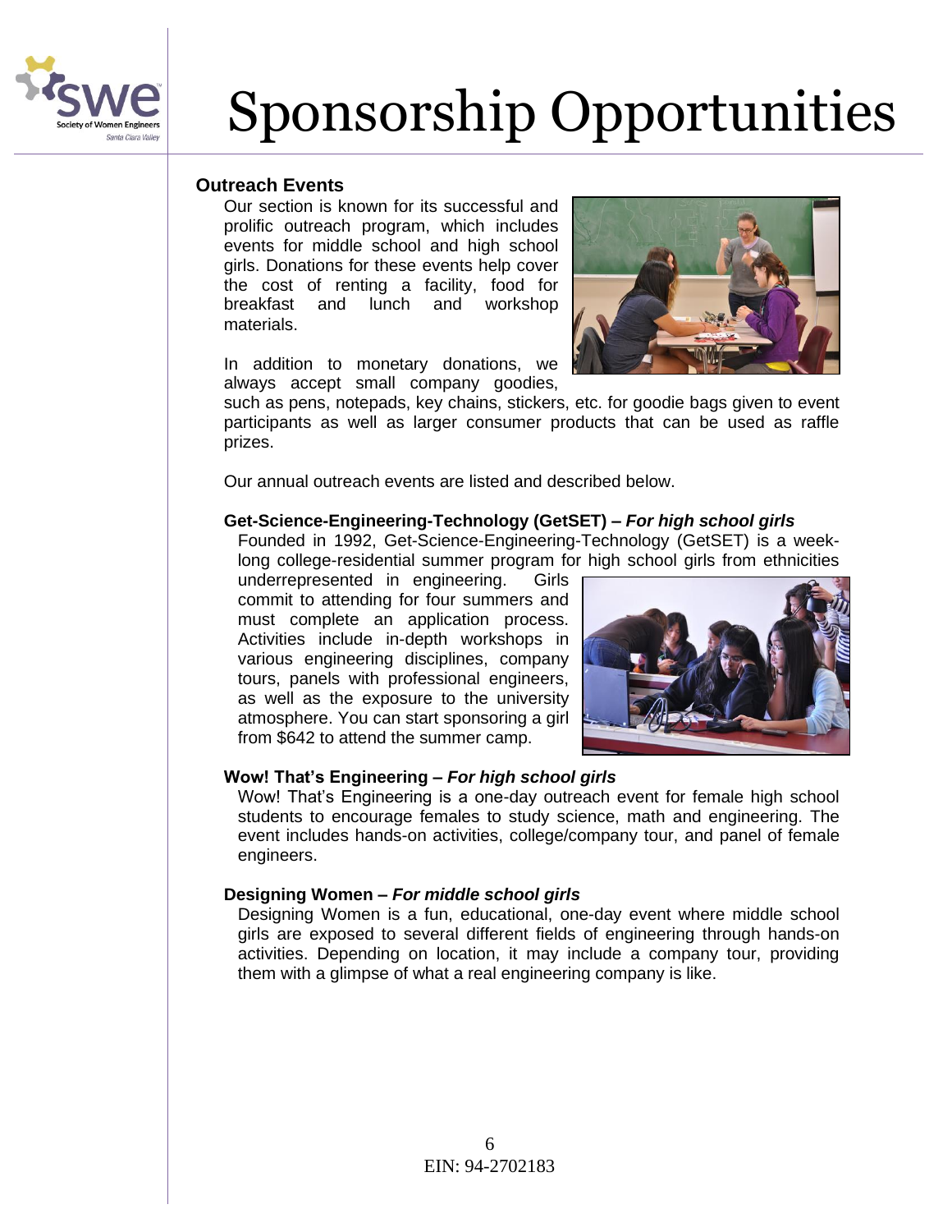# Sponsorship Opportunities

### Outreach Events

Our section is known for its successful and prolific outreach program, which includes events for middle school and high school girls. Donations for these events help cover the cost of renting a facility, food for breakfast and lunch and workshop materials.

In addition to monetary donations, we always accept small company goodies, such as pens, notepads, key chains, stickers, etc. for goodie bags given to event participants as well as larger consumer products that can be used as raffle prizes.

Our annual outreach events are listed and described below.

**Get-Science-Engineering-Technology (GetSET) – *For high school girls***

Founded in 1992, Get-Science-Engineering-Technology (GetSET) is a week-long college-residential summer program for high school girls from ethnicities underrepresented in engineering. Girls commit to attending for four summers and must complete an application process. Activities include in-depth workshops in various engineering disciplines, company tours, panels with professional engineers, as well as the exposure to the university atmosphere. You can start sponsoring a girl from $642 to attend the summer camp.

**Wow! That's Engineering – *For high school girls***

Wow! That's Engineering is a one-day outreach event for female high school students to encourage females to study science, math and engineering. The event includes hands-on activities, college/company tour, and panel of female engineers.

**Designing Women – *For middle school girls***

Designing Women is a fun, educational, one-day event where middle school girls are exposed to several different fields of engineering through hands-on activities. Depending on location, it may include a company tour, providing them with a glimpse of what a real engineering company is like.

EIN: 94-2702183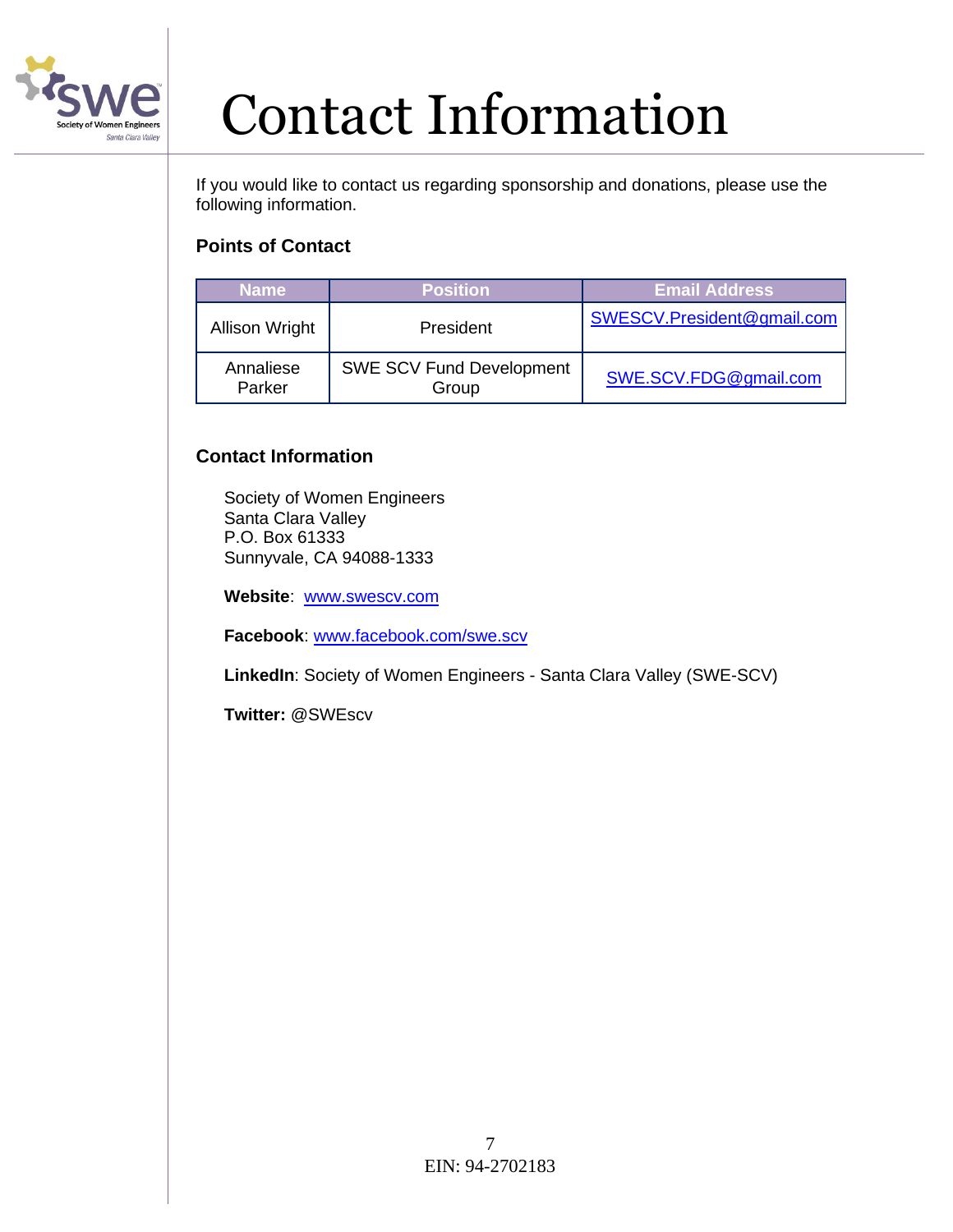# Contact Information

If you would like to contact us regarding sponsorship and donations, please use the following information.

### Points of Contact

| Name | Position | Email Address |
| --- | --- | --- |
| Allison Wright | President | SWESCV.President@gmail.com |
| Annaliese Parker | SWE SCV Fund Development Group | SWE.SCV.FDG@gmail.com |

### Contact Information

Society of Women Engineers
Santa Clara Valley
P.O. Box 61333
Sunnyvale, CA 94088-1333

**Website**: www.swescv.com

**Facebook**: www.facebook.com/swe.scv

**LinkedIn**: Society of Women Engineers - Santa Clara Valley (SWE-SCV)

**Twitter:** @SWEscv

EIN: 94-2702183